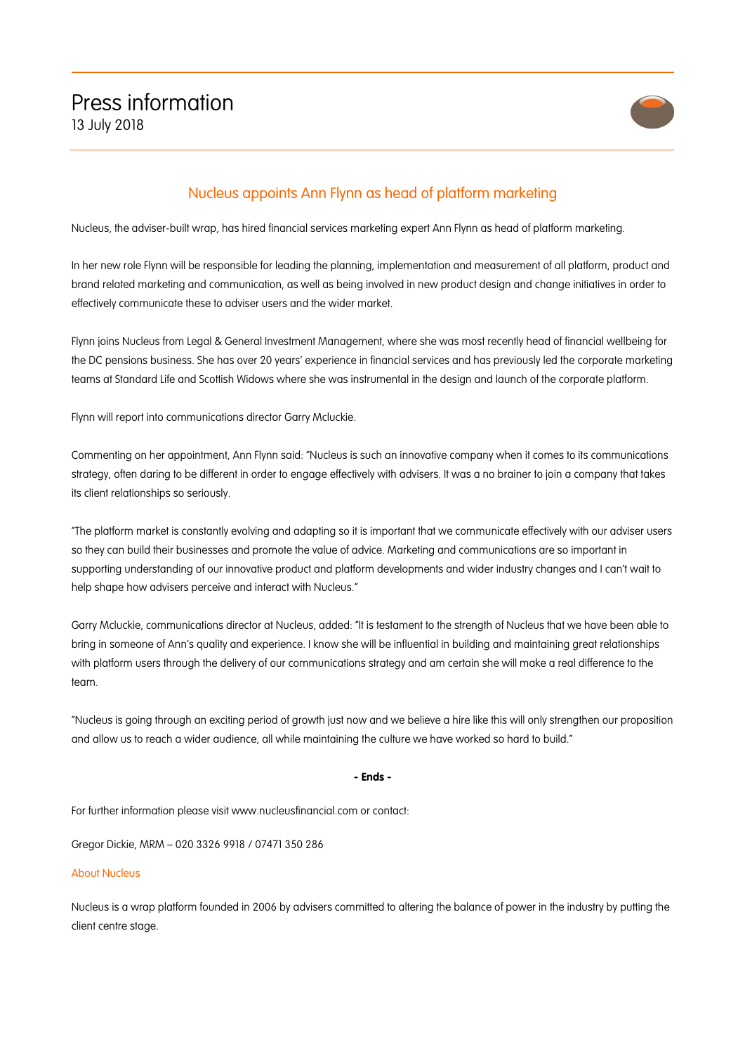# Press information

13 July 2018

## Nucleus appoints Ann Flynn as head of platform marketing

Nucleus, the adviser-built wrap, has hired financial services marketing expert Ann Flynn as head of platform marketing.

In her new role Flynn will be responsible for leading the planning, implementation and measurement of all platform, product and brand related marketing and communication, as well as being involved in new product design and change initiatives in order to effectively communicate these to adviser users and the wider market.

Flynn joins Nucleus from Legal & General Investment Management, where she was most recently head of financial wellbeing for the DC pensions business. She has over 20 years' experience in financial services and has previously led the corporate marketing teams at Standard Life and Scottish Widows where she was instrumental in the design and launch of the corporate platform.

Flynn will report into communications director Garry Mcluckie.

Commenting on her appointment, Ann Flynn said: "Nucleus is such an innovative company when it comes to its communications strategy, often daring to be different in order to engage effectively with advisers. It was a no brainer to join a company that takes its client relationships so seriously.

"The platform market is constantly evolving and adapting so it is important that we communicate effectively with our adviser users so they can build their businesses and promote the value of advice. Marketing and communications are so important in supporting understanding of our innovative product and platform developments and wider industry changes and I can't wait to help shape how advisers perceive and interact with Nucleus."

Garry Mcluckie, communications director at Nucleus, added: "It is testament to the strength of Nucleus that we have been able to bring in someone of Ann's quality and experience. I know she will be influential in building and maintaining great relationships with platform users through the delivery of our communications strategy and am certain she will make a real difference to the team.

"Nucleus is going through an exciting period of growth just now and we believe a hire like this will only strengthen our proposition and allow us to reach a wider audience, all while maintaining the culture we have worked so hard to build."

**- Ends -**

For further information please visit www.nucleusfinancial.com or contact:

Gregor Dickie, MRM – 020 3326 9918 / 07471 350 286

### About Nucleus

Nucleus is a wrap platform founded in 2006 by advisers committed to altering the balance of power in the industry by putting the client centre stage.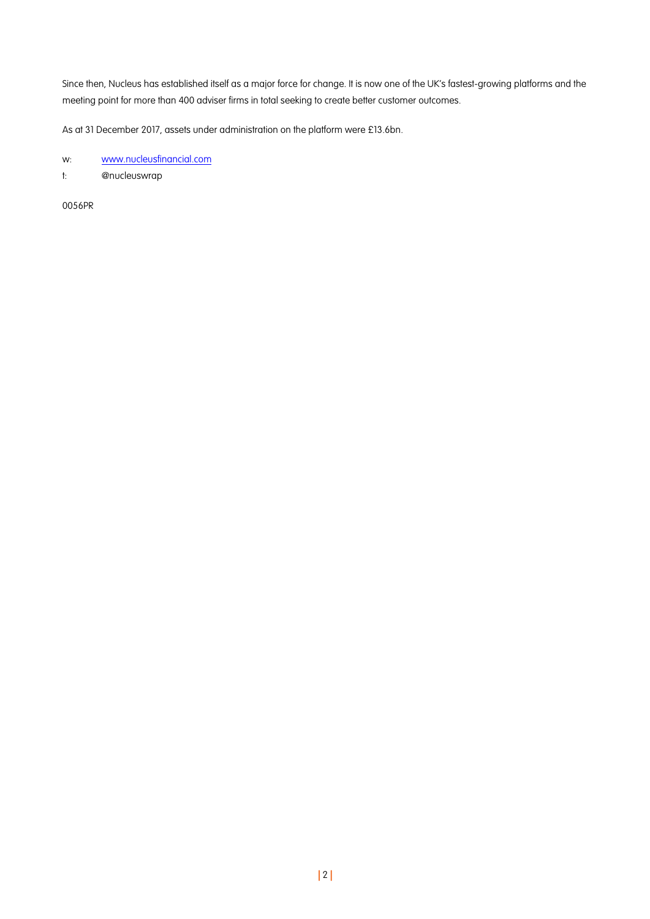Since then, Nucleus has established itself as a major force for change. It is now one of the UK's fastest-growing platforms and the meeting point for more than 400 adviser firms in total seeking to create better customer outcomes.

As at 31 December 2017, assets under administration on the platform were £13.6bn.

w: www.nucleusfinancial.com

t: @nucleuswrap

0056PR